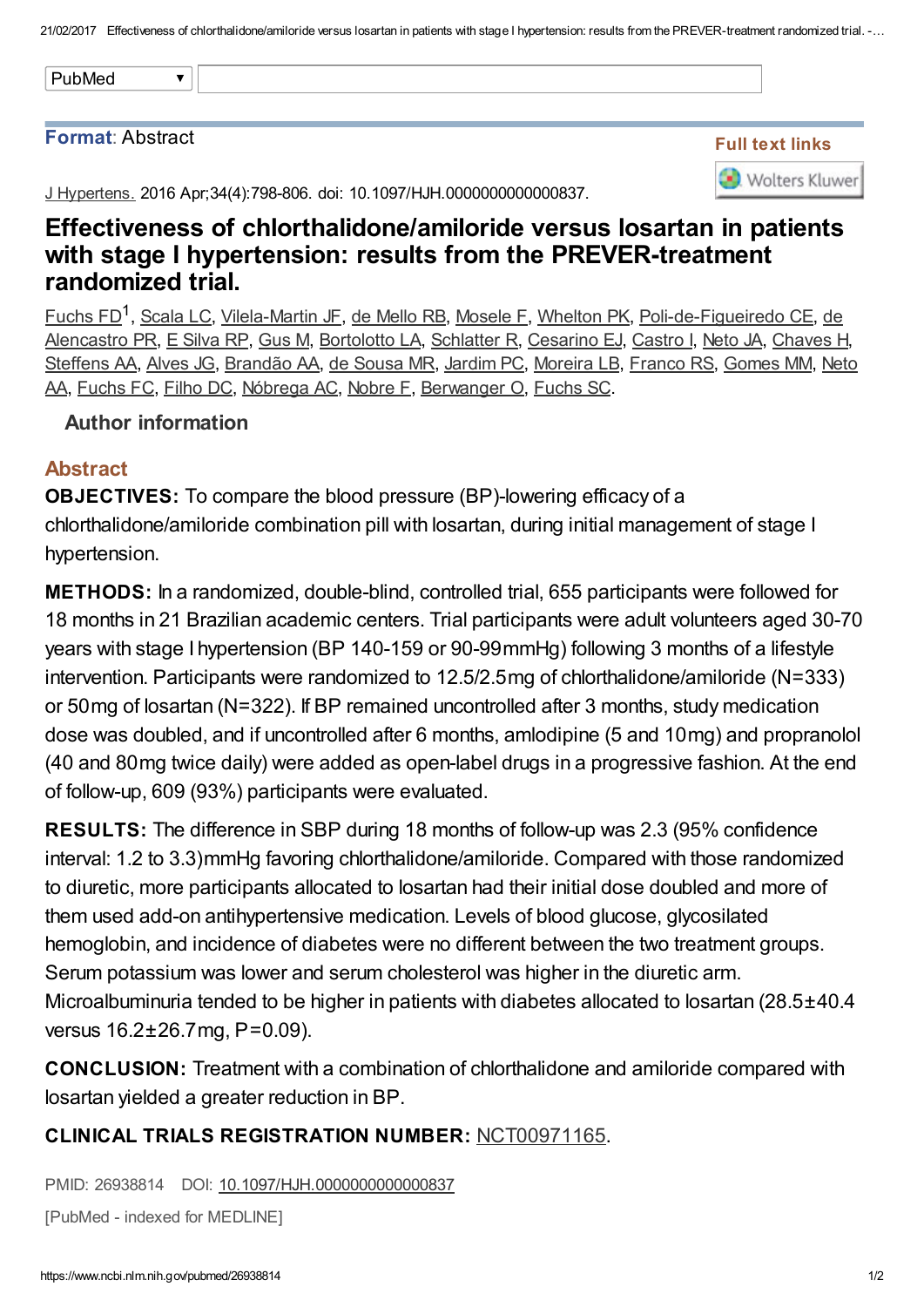Format: Abstract

Full text links

J Hypertens. 2016 Apr;34(4):798-806. doi: 10.1097/HJH.0000000000000837.

# Effectiveness of chlorthalidone/amiloride versus losartan in patients with stage I hypertension: results from the PREVER-treatment randomized trial.

Fuchs FD[1], Scala LC, Vilela-Martin JF, de Mello RB, Mosele F, Whelton PK, Poli-de-Figueiredo CE, de Alencastro PR, E Silva RP, Gus M, Bortolotto LA, Schlatter R, Cesarino EJ, Castro I, Neto JA, Chaves H, Steffens AA, Alves JG, Brandão AA, de Sousa MR, Jardim PC, Moreira LB, Franco RS, Gomes MM, Neto AA, Fuchs FC, Filho DC, Nóbrega AC, Nobre F, Berwanger O, Fuchs SC.

### Author information

## Abstract

**OBJECTIVES:** To compare the blood pressure (BP)-lowering efficacy of a chlorthalidone/amiloride combination pill with losartan, during initial management of stage I hypertension.

**METHODS:** In a randomized, double-blind, controlled trial, 655 participants were followed for 18 months in 21 Brazilian academic centers. Trial participants were adult volunteers aged 30-70 years with stage I hypertension (BP 140-159 or 90-99mmHg) following 3 months of a lifestyle intervention. Participants were randomized to 12.5/2.5mg of chlorthalidone/amiloride (N=333) or 50mg of losartan (N=322). If BP remained uncontrolled after 3 months, study medication dose was doubled, and if uncontrolled after 6 months, amlodipine (5 and 10mg) and propranolol (40 and 80mg twice daily) were added as open-label drugs in a progressive fashion. At the end of follow-up, 609 (93%) participants were evaluated.

**RESULTS:** The difference in SBP during 18 months of follow-up was 2.3 (95% confidence interval: 1.2 to 3.3)mmHg favoring chlorthalidone/amiloride. Compared with those randomized to diuretic, more participants allocated to losartan had their initial dose doubled and more of them used add-on antihypertensive medication. Levels of blood glucose, glycosilated hemoglobin, and incidence of diabetes were no different between the two treatment groups. Serum potassium was lower and serum cholesterol was higher in the diuretic arm. Microalbuminuria tended to be higher in patients with diabetes allocated to losartan (28.5±40.4 versus 16.2±26.7mg, P=0.09).

**CONCLUSION:** Treatment with a combination of chlorthalidone and amiloride compared with losartan yielded a greater reduction in BP.

**CLINICAL TRIALS REGISTRATION NUMBER:** NCT00971165.

PMID: 26938814 DOI: 10.1097/HJH.0000000000000837

[PubMed - indexed for MEDLINE]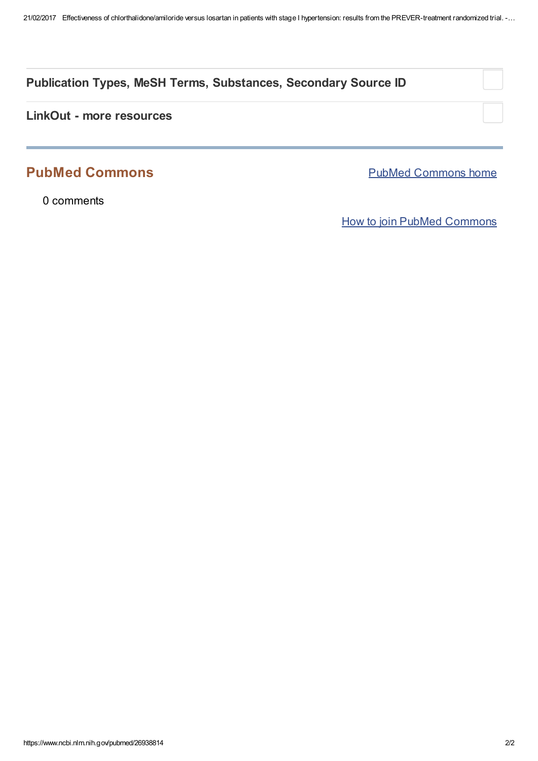## Publication Types, MeSH Terms, Substances, Secondary Source ID

## LinkOut - more resources

## PubMed Commons

PubMed Commons home

0 comments

How to join PubMed Commons